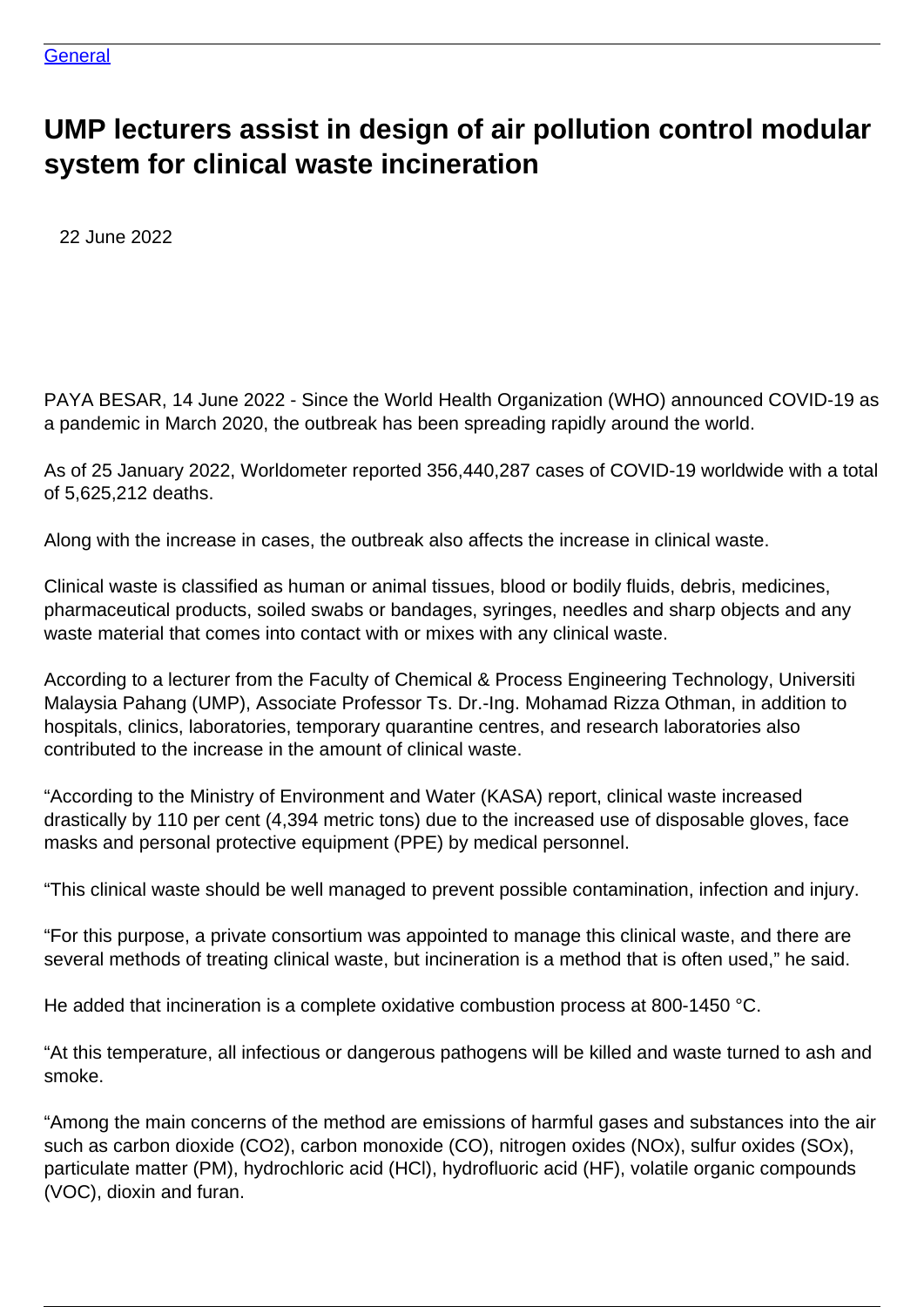General

# UMP lecturers assist in design of air pollution control modular system for clinical waste incineration

22 June 2022

PAYA BESAR, 14 June 2022 - Since the World Health Organization (WHO) announced COVID-19 as a pandemic in March 2020, the outbreak has been spreading rapidly around the world.

As of 25 January 2022, Worldometer reported 356,440,287 cases of COVID-19 worldwide with a total of 5,625,212 deaths.

Along with the increase in cases, the outbreak also affects the increase in clinical waste.

Clinical waste is classified as human or animal tissues, blood or bodily fluids, debris, medicines, pharmaceutical products, soiled swabs or bandages, syringes, needles and sharp objects and any waste material that comes into contact with or mixes with any clinical waste.

According to a lecturer from the Faculty of Chemical & Process Engineering Technology, Universiti Malaysia Pahang (UMP), Associate Professor Ts. Dr.-Ing. Mohamad Rizza Othman, in addition to hospitals, clinics, laboratories, temporary quarantine centres, and research laboratories also contributed to the increase in the amount of clinical waste.

“According to the Ministry of Environment and Water (KASA) report, clinical waste increased drastically by 110 per cent (4,394 metric tons) due to the increased use of disposable gloves, face masks and personal protective equipment (PPE) by medical personnel.

“This clinical waste should be well managed to prevent possible contamination, infection and injury.

“For this purpose, a private consortium was appointed to manage this clinical waste, and there are several methods of treating clinical waste, but incineration is a method that is often used,” he said.

He added that incineration is a complete oxidative combustion process at 800-1450 °C.

“At this temperature, all infectious or dangerous pathogens will be killed and waste turned to ash and smoke.

“Among the main concerns of the method are emissions of harmful gases and substances into the air such as carbon dioxide ($CO_2$), carbon monoxide (CO), nitrogen oxides ($NO_x$), sulfur oxides ($SO_x$), particulate matter (PM), hydrochloric acid (HCl), hydrofluoric acid (HF), volatile organic compounds (VOC), dioxin and furan.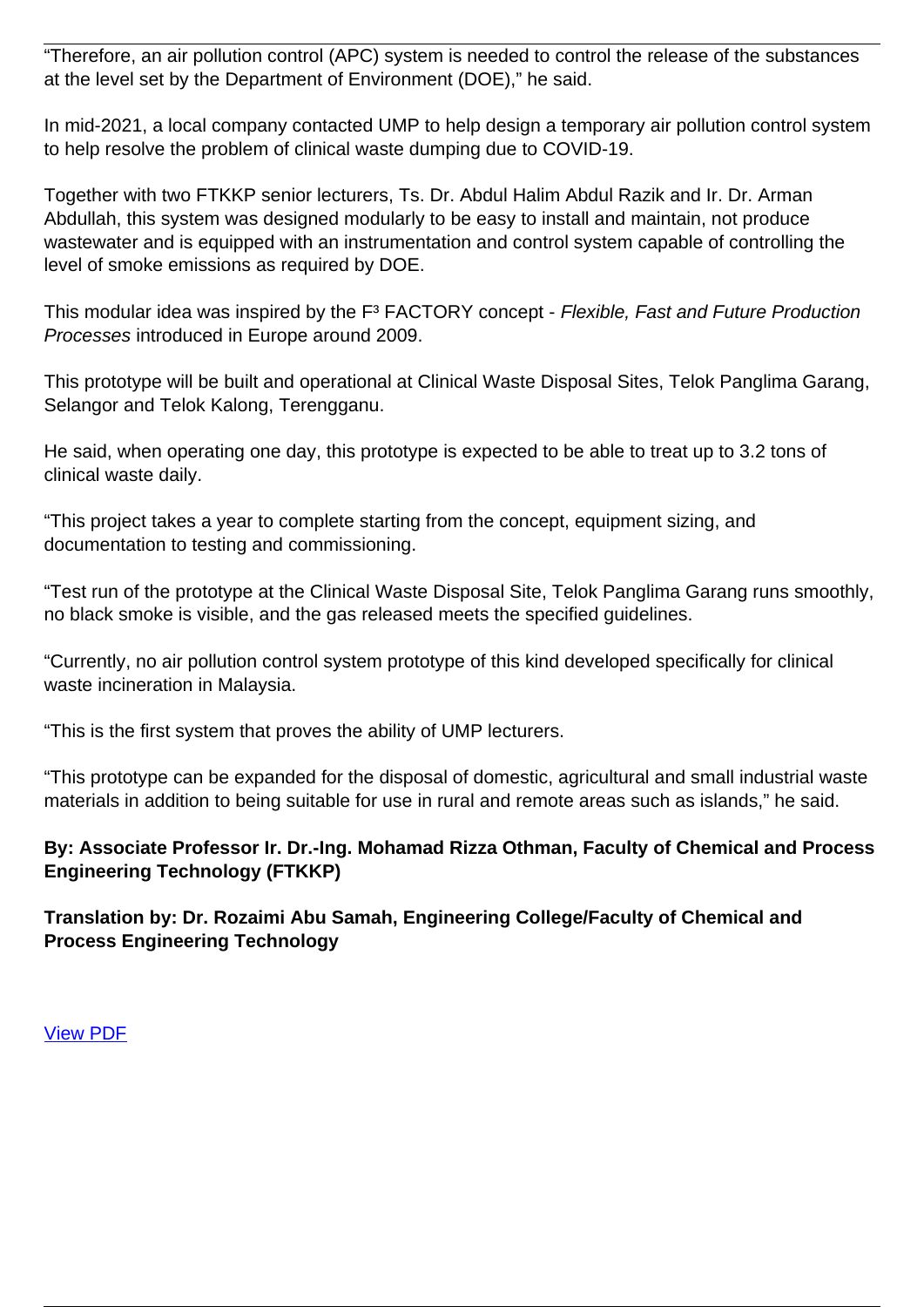"Therefore, an air pollution control (APC) system is needed to control the release of the substances at the level set by the Department of Environment (DOE)," he said.

In mid-2021, a local company contacted UMP to help design a temporary air pollution control system to help resolve the problem of clinical waste dumping due to COVID-19.

Together with two FTKKP senior lecturers, Ts. Dr. Abdul Halim Abdul Razik and Ir. Dr. Arman Abdullah, this system was designed modularly to be easy to install and maintain, not produce wastewater and is equipped with an instrumentation and control system capable of controlling the level of smoke emissions as required by DOE.

This modular idea was inspired by the $F^3$ FACTORY concept - *Flexible, Fast and Future Production Processes* introduced in Europe around 2009.

This prototype will be built and operational at Clinical Waste Disposal Sites, Telok Panglima Garang, Selangor and Telok Kalong, Terengganu.

He said, when operating one day, this prototype is expected to be able to treat up to 3.2 tons of clinical waste daily.

"This project takes a year to complete starting from the concept, equipment sizing, and documentation to testing and commissioning.

"Test run of the prototype at the Clinical Waste Disposal Site, Telok Panglima Garang runs smoothly, no black smoke is visible, and the gas released meets the specified guidelines.

"Currently, no air pollution control system prototype of this kind developed specifically for clinical waste incineration in Malaysia.

"This is the first system that proves the ability of UMP lecturers.

"This prototype can be expanded for the disposal of domestic, agricultural and small industrial waste materials in addition to being suitable for use in rural and remote areas such as islands," he said.

**By: Associate Professor Ir. Dr.-Ing. Mohamad Rizza Othman, Faculty of Chemical and Process Engineering Technology (FTKKP)**

**Translation by: Dr. Rozaimi Abu Samah, Engineering College/Faculty of Chemical and Process Engineering Technology**

View PDF